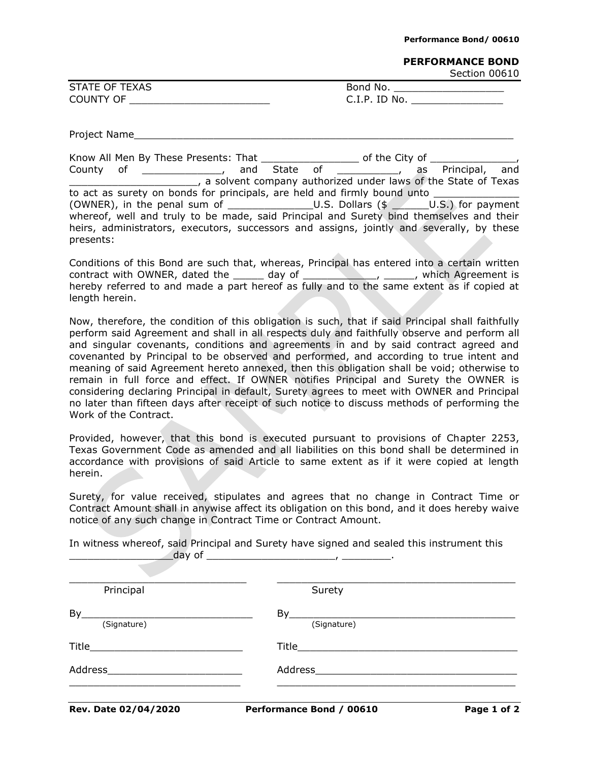# PERFORMANCE BOND

Section 00610

STATE OF TEXAS
COUNTY OF _______________________

Bond No. __________________
C.I.P. ID No. _______________

Project Name_______________________________________________________________

Know All Men By These Presents: That ________________ of the City of ______________, County of _____________, and State of __________, as Principal, and _____________________, a solvent company authorized under laws of the State of Texas to act as surety on bonds for principals, are held and firmly bound unto ______________ (OWNER), in the penal sum of ______________U.S. Dollars ($ ______U.S.) for payment whereof, well and truly to be made, said Principal and Surety bind themselves and their heirs, administrators, executors, successors and assigns, jointly and severally, by these presents:

Conditions of this Bond are such that, whereas, Principal has entered into a certain written contract with OWNER, dated the _____ day of ____________, _____, which Agreement is hereby referred to and made a part hereof as fully and to the same extent as if copied at length herein.

Now, therefore, the condition of this obligation is such, that if said Principal shall faithfully perform said Agreement and shall in all respects duly and faithfully observe and perform all and singular covenants, conditions and agreements in and by said contract agreed and covenanted by Principal to be observed and performed, and according to true intent and meaning of said Agreement hereto annexed, then this obligation shall be void; otherwise to remain in full force and effect. If OWNER notifies Principal and Surety the OWNER is considering declaring Principal in default, Surety agrees to meet with OWNER and Principal no later than fifteen days after receipt of such notice to discuss methods of performing the Work of the Contract.

Provided, however, that this bond is executed pursuant to provisions of Chapter 2253, Texas Government Code as amended and all liabilities on this bond shall be determined in accordance with provisions of said Article to same extent as if it were copied at length herein.

Surety, for value received, stipulates and agrees that no change in Contract Time or Contract Amount shall in anywise affect its obligation on this bond, and it does hereby waive notice of any such change in Contract Time or Contract Amount.

In witness whereof, said Principal and Surety have signed and sealed this instrument this _________________day of _____________________, ________.

| _____________________________ | _____________________________ |
|---|---|
| Principal | Surety |
| By_____________________________ (Signature) | By_____________________________ (Signature) |
| Title__________________________ | Title__________________________ |
| Address________________________ | Address________________________ |
| _____________________________ | _____________________________ |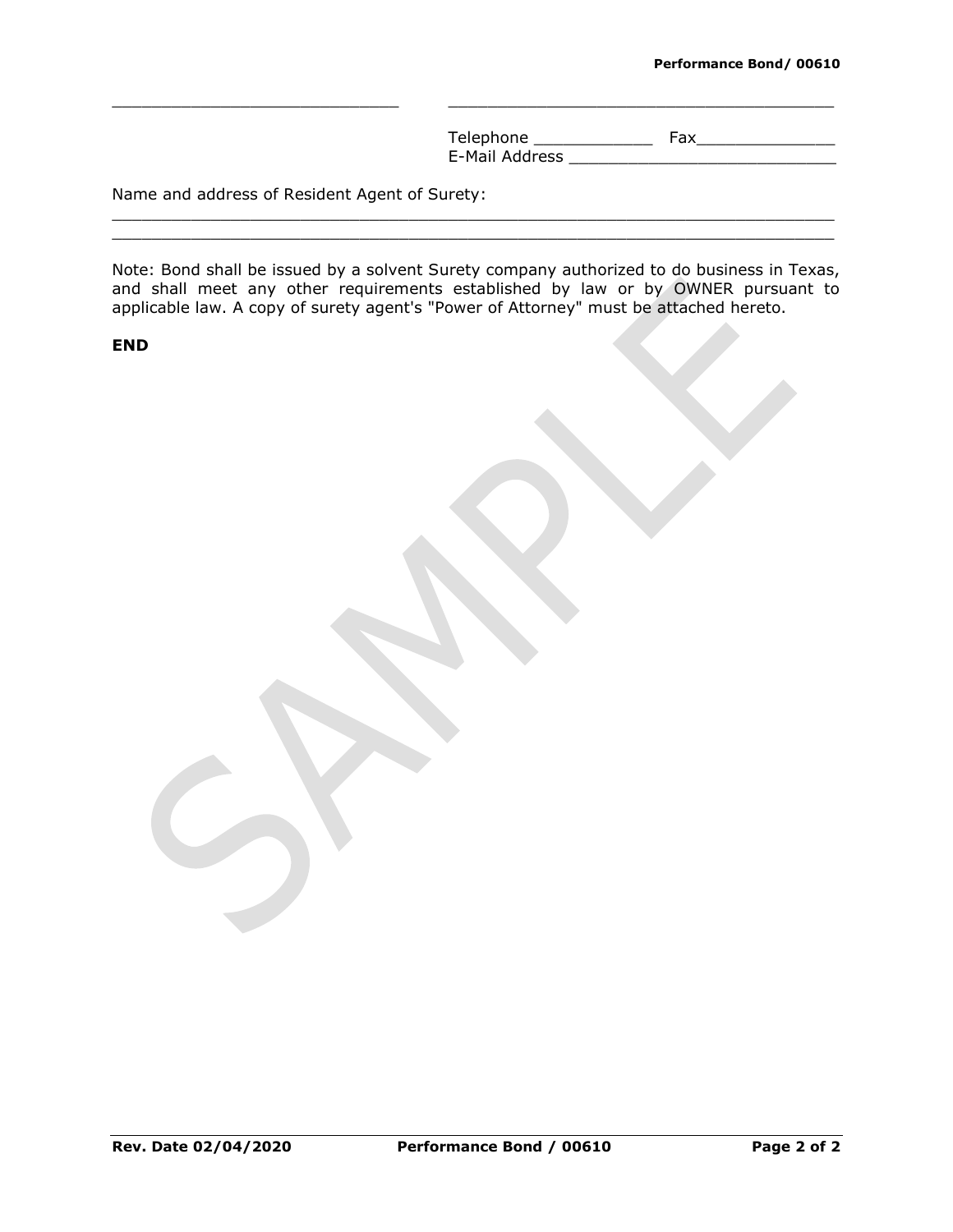______________________________ ________________________________________

Telephone ____________ Fax______________
E-Mail Address ___________________________

Name and address of Resident Agent of Surety:

_____________________________________________________________________________
_____________________________________________________________________________

Note: Bond shall be issued by a solvent Surety company authorized to do business in Texas, and shall meet any other requirements established by law or by OWNER pursuant to applicable law. A copy of surety agent's "Power of Attorney" must be attached hereto.

**END**